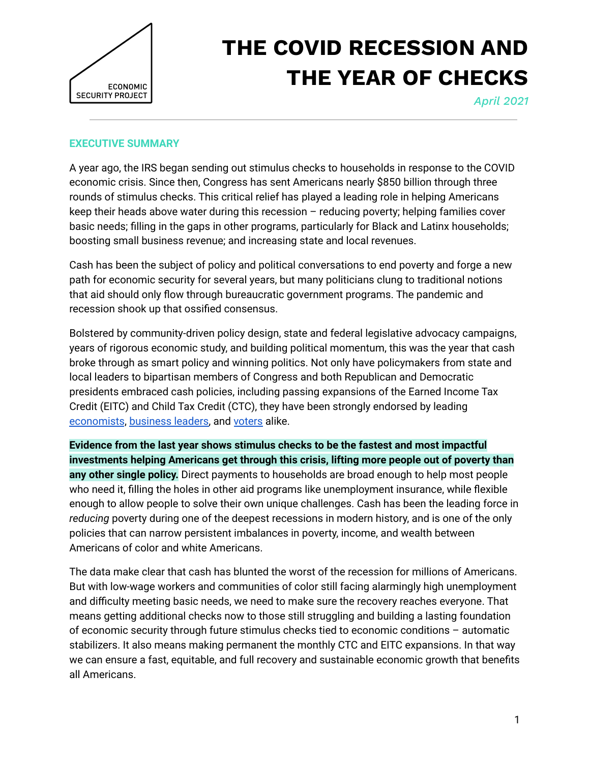# THE COVID RECESSION AND THE YEAR OF CHECKS

ECONOMIC SECURITY PROJECT

*April 2021*

## EXECUTIVE SUMMARY

A year ago, the IRS began sending out stimulus checks to households in response to the COVID economic crisis. Since then, Congress has sent Americans nearly $850 billion through three rounds of stimulus checks. This critical relief has played a leading role in helping Americans keep their heads above water during this recession – reducing poverty; helping families cover basic needs; filling in the gaps in other programs, particularly for Black and Latinx households; boosting small business revenue; and increasing state and local revenues.

Cash has been the subject of policy and political conversations to end poverty and forge a new path for economic security for several years, but many politicians clung to traditional notions that aid should only flow through bureaucratic government programs. The pandemic and recession shook up that ossified consensus.

Bolstered by community-driven policy design, state and federal legislative advocacy campaigns, years of rigorous economic study, and building political momentum, this was the year that cash broke through as smart policy and winning politics. Not only have policymakers from state and local leaders to bipartisan members of Congress and both Republican and Democratic presidents embraced cash policies, including passing expansions of the Earned Income Tax Credit (EITC) and Child Tax Credit (CTC), they have been strongly endorsed by leading economists, business leaders, and voters alike.

**Evidence from the last year shows stimulus checks to be the fastest and most impactful investments helping Americans get through this crisis, lifting more people out of poverty than any other single policy.** Direct payments to households are broad enough to help most people who need it, filling the holes in other aid programs like unemployment insurance, while flexible enough to allow people to solve their own unique challenges. Cash has been the leading force in *reducing* poverty during one of the deepest recessions in modern history, and is one of the only policies that can narrow persistent imbalances in poverty, income, and wealth between Americans of color and white Americans.

The data make clear that cash has blunted the worst of the recession for millions of Americans. But with low-wage workers and communities of color still facing alarmingly high unemployment and difficulty meeting basic needs, we need to make sure the recovery reaches everyone. That means getting additional checks now to those still struggling and building a lasting foundation of economic security through future stimulus checks tied to economic conditions – automatic stabilizers. It also means making permanent the monthly CTC and EITC expansions. In that way we can ensure a fast, equitable, and full recovery and sustainable economic growth that benefits all Americans.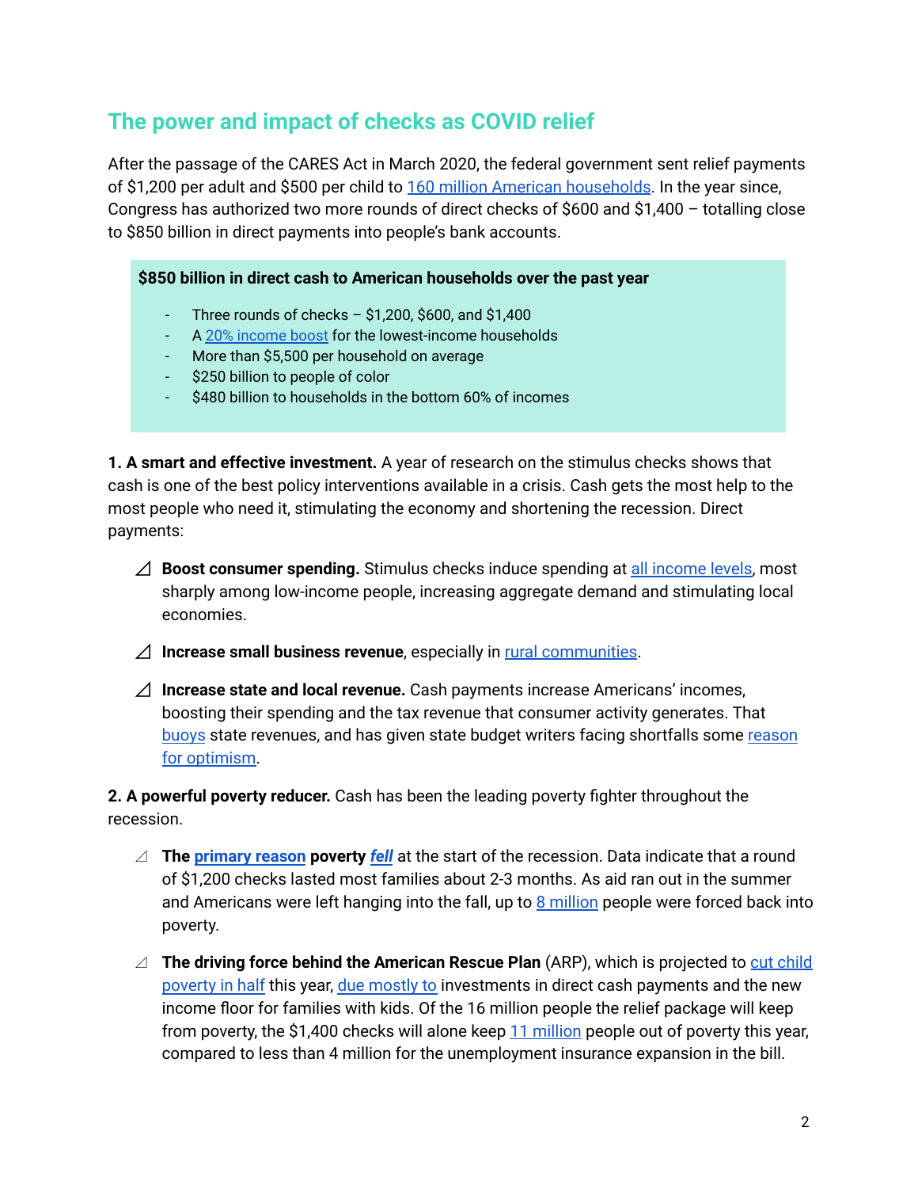## The power and impact of checks as COVID relief

After the passage of the CARES Act in March 2020, the federal government sent relief payments of $1,200 per adult and $500 per child to 160 million American households. In the year since, Congress has authorized two more rounds of direct checks of $600 and $1,400 – totalling close to $850 billion in direct payments into people's bank accounts.

**$850 billion in direct cash to American households over the past year**

- Three rounds of checks – $1,200, $600, and $1,400
- A 20% income boost for the lowest-income households
- More than $5,500 per household on average
- $250 billion to people of color
- $480 billion to households in the bottom 60% of incomes

**1. A smart and effective investment.** A year of research on the stimulus checks shows that cash is one of the best policy interventions available in a crisis. Cash gets the most help to the most people who need it, stimulating the economy and shortening the recession. Direct payments:

- **Boost consumer spending.** Stimulus checks induce spending at all income levels, most sharply among low-income people, increasing aggregate demand and stimulating local economies.
- **Increase small business revenue**, especially in rural communities.
- **Increase state and local revenue.** Cash payments increase Americans' incomes, boosting their spending and the tax revenue that consumer activity generates. That buoys state revenues, and has given state budget writers facing shortfalls some reason for optimism.

**2. A powerful poverty reducer.** Cash has been the leading poverty fighter throughout the recession.

- **The primary reason poverty *fell*** at the start of the recession. Data indicate that a round of $1,200 checks lasted most families about 2-3 months. As aid ran out in the summer and Americans were left hanging into the fall, up to 8 million people were forced back into poverty.
- **The driving force behind the American Rescue Plan** (ARP), which is projected to cut child poverty in half this year, due mostly to investments in direct cash payments and the new income floor for families with kids. Of the 16 million people the relief package will keep from poverty, the $1,400 checks will alone keep 11 million people out of poverty this year, compared to less than 4 million for the unemployment insurance expansion in the bill.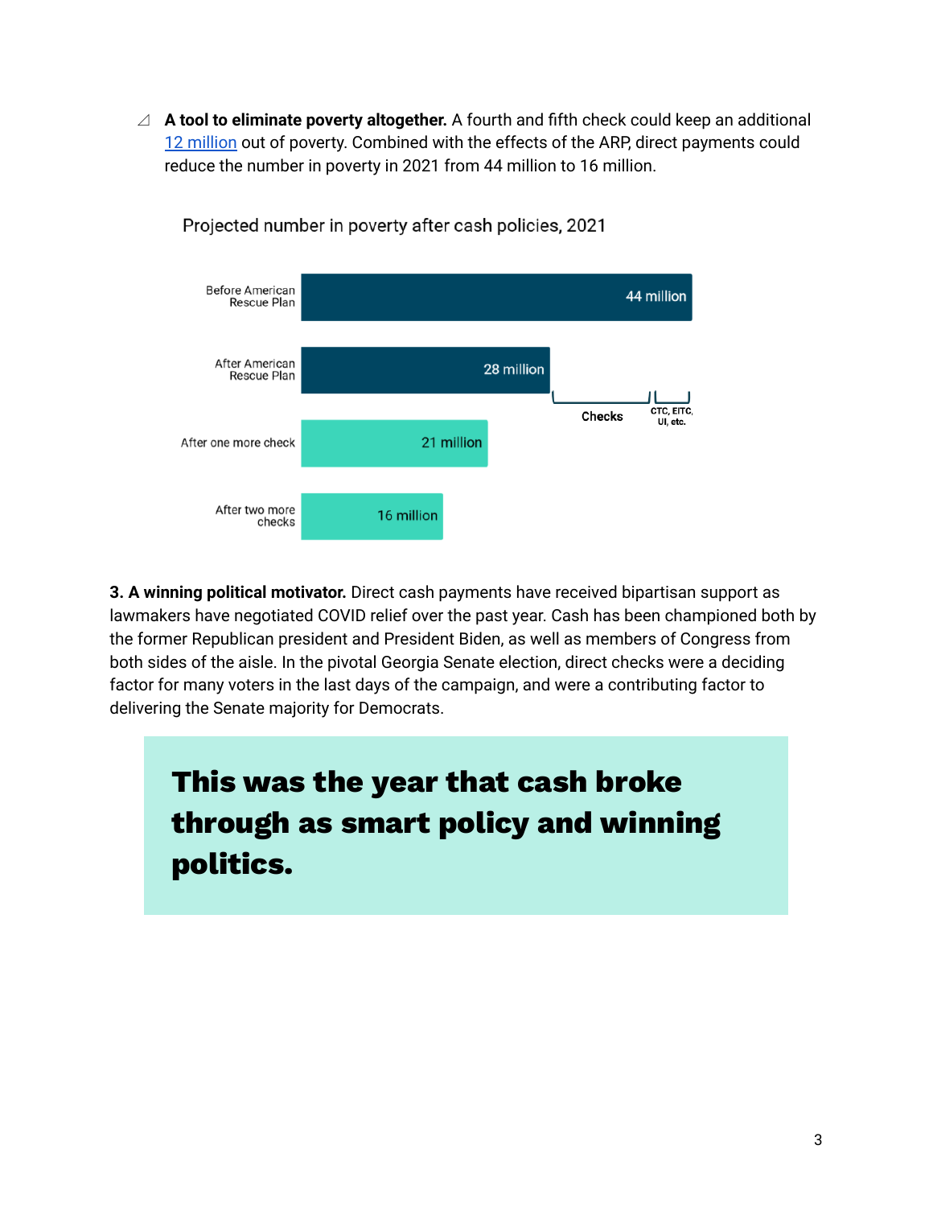- **A tool to eliminate poverty altogether.** A fourth and fifth check could keep an additional 12 million out of poverty. Combined with the effects of the ARP, direct payments could reduce the number in poverty in 2021 from 44 million to 16 million.

Projected number in poverty after cash policies, 2021

| Scenario | Number in poverty |
| --- | --- |
| Before American Rescue Plan | 44 million |
| After American Rescue Plan | 28 million |
| After one more check | 21 million |
| After two more checks | 16 million |

(Reduction from 44 million to 28 million attributed to: Checks; CTC, EITC, UI, etc.)

**3. A winning political motivator.** Direct cash payments have received bipartisan support as lawmakers have negotiated COVID relief over the past year. Cash has been championed both by the former Republican president and President Biden, as well as members of Congress from both sides of the aisle. In the pivotal Georgia Senate election, direct checks were a deciding factor for many voters in the last days of the campaign, and were a contributing factor to delivering the Senate majority for Democrats.

**This was the year that cash broke through as smart policy and winning politics.**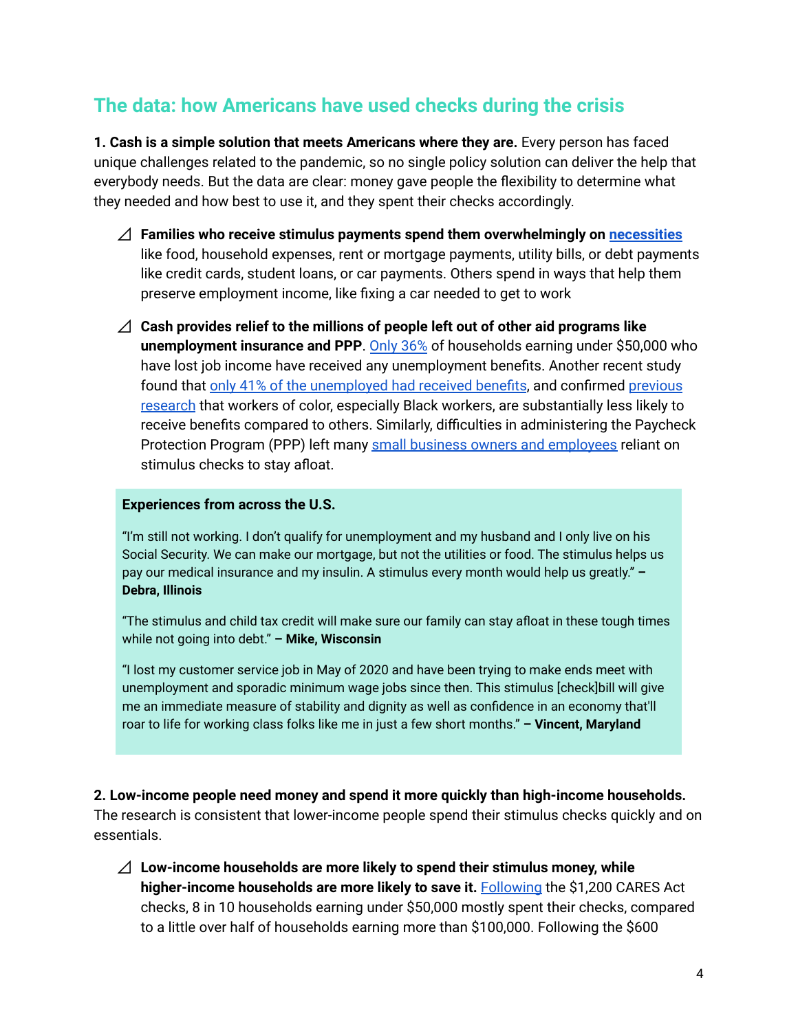## The data: how Americans have used checks during the crisis

**1. Cash is a simple solution that meets Americans where they are.** Every person has faced unique challenges related to the pandemic, so no single policy solution can deliver the help that everybody needs. But the data are clear: money gave people the flexibility to determine what they needed and how best to use it, and they spent their checks accordingly.

- **Families who receive stimulus payments spend them overwhelmingly on necessities** like food, household expenses, rent or mortgage payments, utility bills, or debt payments like credit cards, student loans, or car payments. Others spend in ways that help them preserve employment income, like fixing a car needed to get to work
- **Cash provides relief to the millions of people left out of other aid programs like unemployment insurance and PPP**. Only 36% of households earning under $50,000 who have lost job income have received any unemployment benefits. Another recent study found that only 41% of the unemployed had received benefits, and confirmed previous research that workers of color, especially Black workers, are substantially less likely to receive benefits compared to others. Similarly, difficulties in administering the Paycheck Protection Program (PPP) left many small business owners and employees reliant on stimulus checks to stay afloat.

**Experiences from across the U.S.**

"I'm still not working. I don't qualify for unemployment and my husband and I only live on his Social Security. We can make our mortgage, but not the utilities or food. The stimulus helps us pay our medical insurance and my insulin. A stimulus every month would help us greatly." **– Debra, Illinois**

"The stimulus and child tax credit will make sure our family can stay afloat in these tough times while not going into debt." **– Mike, Wisconsin**

"I lost my customer service job in May of 2020 and have been trying to make ends meet with unemployment and sporadic minimum wage jobs since then. This stimulus [check]bill will give me an immediate measure of stability and dignity as well as confidence in an economy that'll roar to life for working class folks like me in just a few short months." **– Vincent, Maryland**

**2. Low-income people need money and spend it more quickly than high-income households.** The research is consistent that lower-income people spend their stimulus checks quickly and on essentials.

- **Low-income households are more likely to spend their stimulus money, while higher-income households are more likely to save it.** Following the $1,200 CARES Act checks, 8 in 10 households earning under $50,000 mostly spent their checks, compared to a little over half of households earning more than $100,000. Following the $600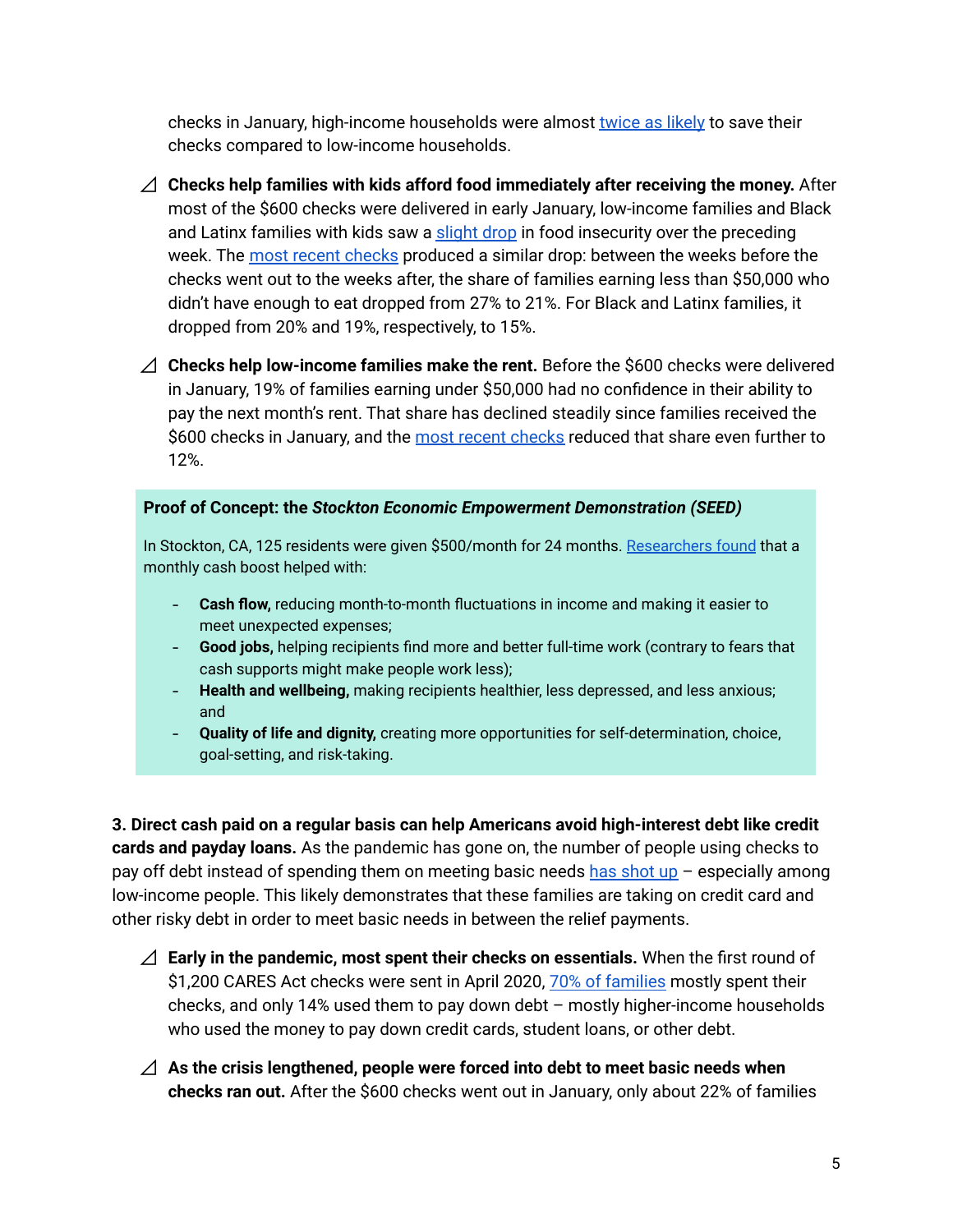checks in January, high-income households were almost twice as likely to save their checks compared to low-income households.

- **Checks help families with kids afford food immediately after receiving the money.** After most of the $600 checks were delivered in early January, low-income families and Black and Latinx families with kids saw a slight drop in food insecurity over the preceding week. The most recent checks produced a similar drop: between the weeks before the checks went out to the weeks after, the share of families earning less than $50,000 who didn't have enough to eat dropped from 27% to 21%. For Black and Latinx families, it dropped from 20% and 19%, respectively, to 15%.

- **Checks help low-income families make the rent.** Before the $600 checks were delivered in January, 19% of families earning under $50,000 had no confidence in their ability to pay the next month's rent. That share has declined steadily since families received the $600 checks in January, and the most recent checks reduced that share even further to 12%.

> **Proof of Concept: the *Stockton Economic Empowerment Demonstration (SEED)***
>
> In Stockton, CA, 125 residents were given $500/month for 24 months. Researchers found that a monthly cash boost helped with:
>
> - **Cash flow,** reducing month-to-month fluctuations in income and making it easier to meet unexpected expenses;
> - **Good jobs,** helping recipients find more and better full-time work (contrary to fears that cash supports might make people work less);
> - **Health and wellbeing,** making recipients healthier, less depressed, and less anxious; and
> - **Quality of life and dignity,** creating more opportunities for self-determination, choice, goal-setting, and risk-taking.

**3. Direct cash paid on a regular basis can help Americans avoid high-interest debt like credit cards and payday loans.** As the pandemic has gone on, the number of people using checks to pay off debt instead of spending them on meeting basic needs has shot up – especially among low-income people. This likely demonstrates that these families are taking on credit card and other risky debt in order to meet basic needs in between the relief payments.

- **Early in the pandemic, most spent their checks on essentials.** When the first round of $1,200 CARES Act checks were sent in April 2020, 70% of families mostly spent their checks, and only 14% used them to pay down debt – mostly higher-income households who used the money to pay down credit cards, student loans, or other debt.

- **As the crisis lengthened, people were forced into debt to meet basic needs when checks ran out.** After the $600 checks went out in January, only about 22% of families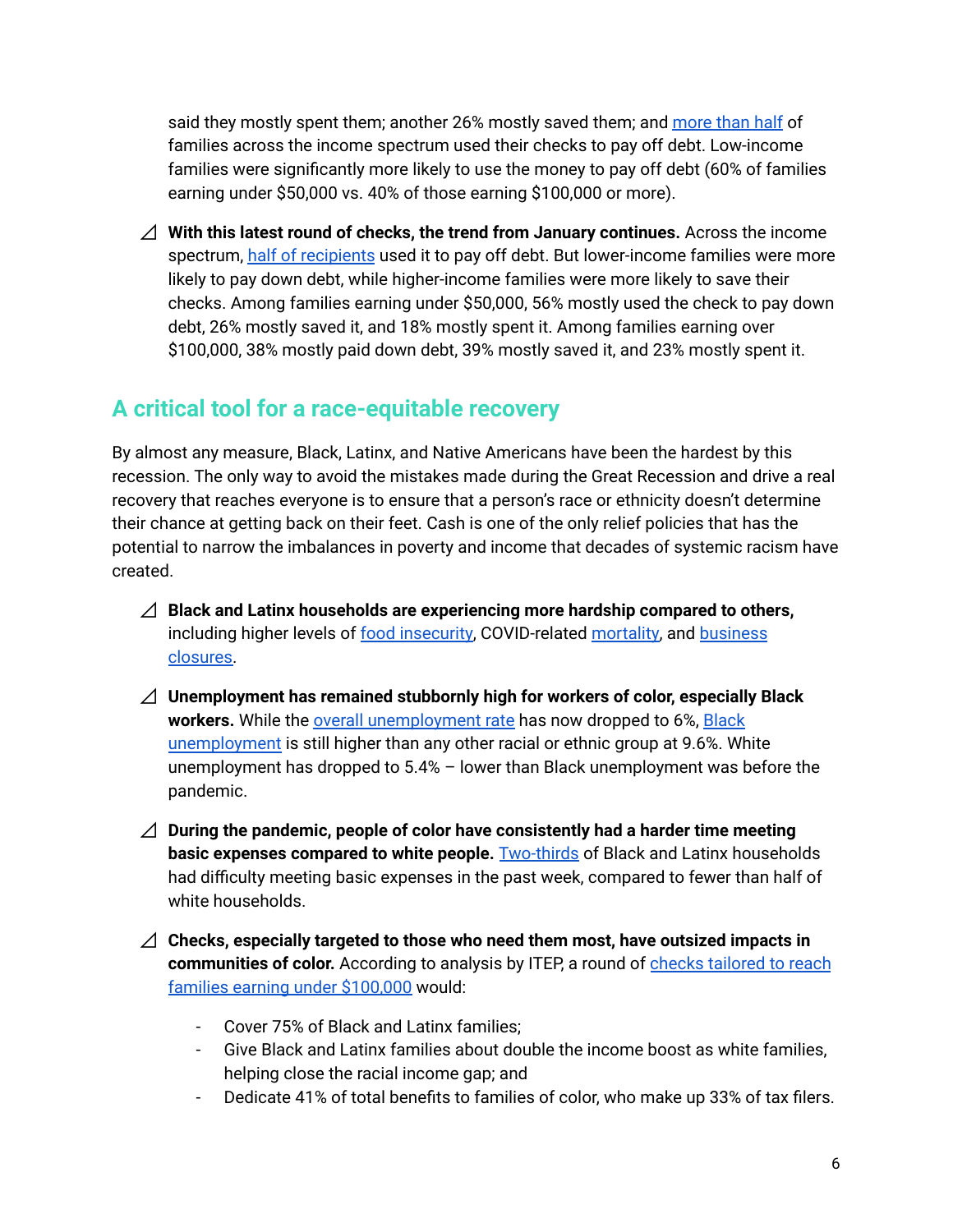said they mostly spent them; another 26% mostly saved them; and more than half of families across the income spectrum used their checks to pay off debt. Low-income families were significantly more likely to use the money to pay off debt (60% of families earning under $50,000 vs. 40% of those earning $100,000 or more).

- **With this latest round of checks, the trend from January continues.** Across the income spectrum, half of recipients used it to pay off debt. But lower-income families were more likely to pay down debt, while higher-income families were more likely to save their checks. Among families earning under $50,000, 56% mostly used the check to pay down debt, 26% mostly saved it, and 18% mostly spent it. Among families earning over $100,000, 38% mostly paid down debt, 39% mostly saved it, and 23% mostly spent it.

## A critical tool for a race-equitable recovery

By almost any measure, Black, Latinx, and Native Americans have been the hardest by this recession. The only way to avoid the mistakes made during the Great Recession and drive a real recovery that reaches everyone is to ensure that a person's race or ethnicity doesn't determine their chance at getting back on their feet. Cash is one of the only relief policies that has the potential to narrow the imbalances in poverty and income that decades of systemic racism have created.

- **Black and Latinx households are experiencing more hardship compared to others,** including higher levels of food insecurity, COVID-related mortality, and business closures.
- **Unemployment has remained stubbornly high for workers of color, especially Black workers.** While the overall unemployment rate has now dropped to 6%, Black unemployment is still higher than any other racial or ethnic group at 9.6%. White unemployment has dropped to 5.4% – lower than Black unemployment was before the pandemic.
- **During the pandemic, people of color have consistently had a harder time meeting basic expenses compared to white people.** Two-thirds of Black and Latinx households had difficulty meeting basic expenses in the past week, compared to fewer than half of white households.
- **Checks, especially targeted to those who need them most, have outsized impacts in communities of color.** According to analysis by ITEP, a round of checks tailored to reach families earning under $100,000 would:
  - Cover 75% of Black and Latinx families;
  - Give Black and Latinx families about double the income boost as white families, helping close the racial income gap; and
  - Dedicate 41% of total benefits to families of color, who make up 33% of tax filers.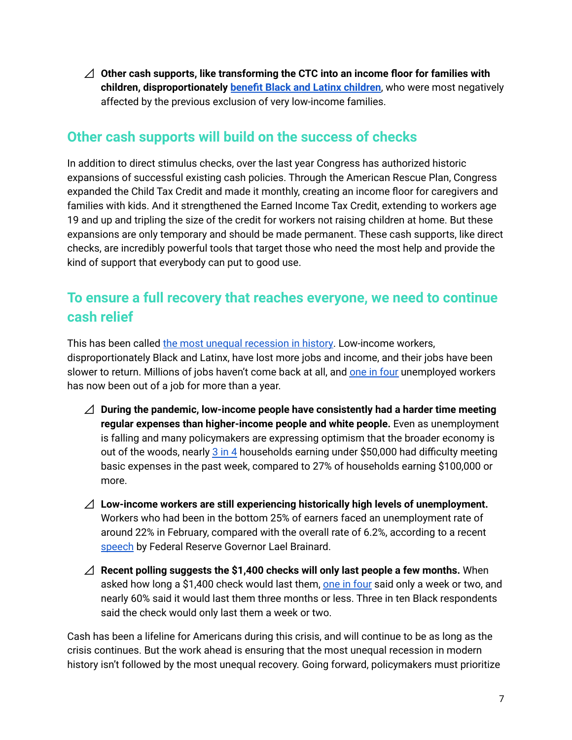- **Other cash supports, like transforming the CTC into an income floor for families with children, disproportionately benefit Black and Latinx children**, who were most negatively affected by the previous exclusion of very low-income families.

## Other cash supports will build on the success of checks

In addition to direct stimulus checks, over the last year Congress has authorized historic expansions of successful existing cash policies. Through the American Rescue Plan, Congress expanded the Child Tax Credit and made it monthly, creating an income floor for caregivers and families with kids. And it strengthened the Earned Income Tax Credit, extending to workers age 19 and up and tripling the size of the credit for workers not raising children at home. But these expansions are only temporary and should be made permanent. These cash supports, like direct checks, are incredibly powerful tools that target those who need the most help and provide the kind of support that everybody can put to good use.

## To ensure a full recovery that reaches everyone, we need to continue cash relief

This has been called the most unequal recession in history. Low-income workers, disproportionately Black and Latinx, have lost more jobs and income, and their jobs have been slower to return. Millions of jobs haven't come back at all, and one in four unemployed workers has now been out of a job for more than a year.

- **During the pandemic, low-income people have consistently had a harder time meeting regular expenses than higher-income people and white people.** Even as unemployment is falling and many policymakers are expressing optimism that the broader economy is out of the woods, nearly 3 in 4 households earning under $50,000 had difficulty meeting basic expenses in the past week, compared to 27% of households earning $100,000 or more.
- **Low-income workers are still experiencing historically high levels of unemployment.** Workers who had been in the bottom 25% of earners faced an unemployment rate of around 22% in February, compared with the overall rate of 6.2%, according to a recent speech by Federal Reserve Governor Lael Brainard.
- **Recent polling suggests the $1,400 checks will only last people a few months.** When asked how long a $1,400 check would last them, one in four said only a week or two, and nearly 60% said it would last them three months or less. Three in ten Black respondents said the check would only last them a week or two.

Cash has been a lifeline for Americans during this crisis, and will continue to be as long as the crisis continues. But the work ahead is ensuring that the most unequal recession in modern history isn't followed by the most unequal recovery. Going forward, policymakers must prioritize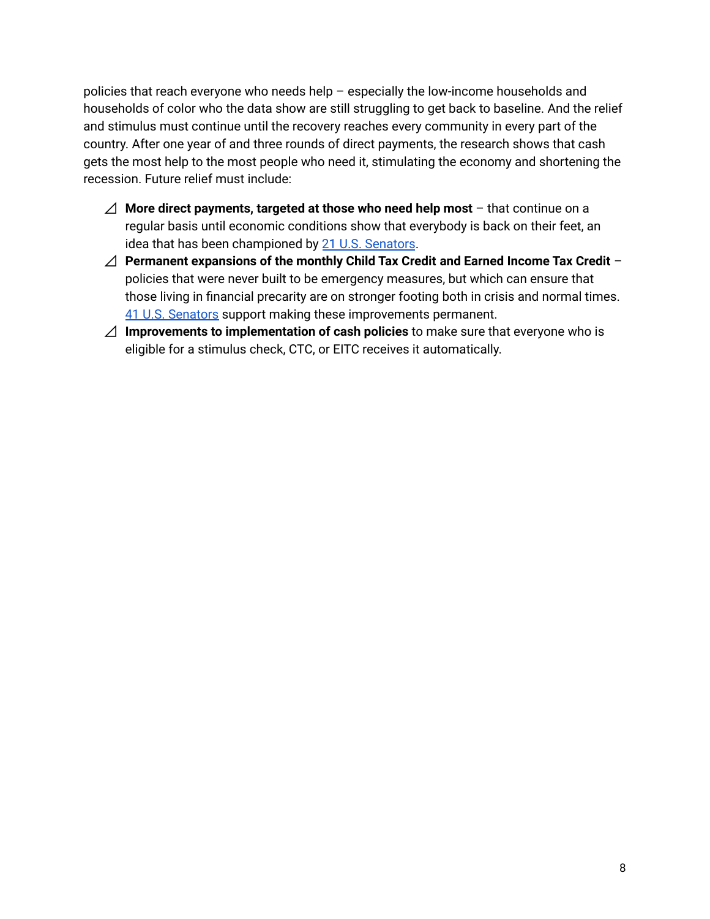policies that reach everyone who needs help – especially the low-income households and households of color who the data show are still struggling to get back to baseline. And the relief and stimulus must continue until the recovery reaches every community in every part of the country. After one year of and three rounds of direct payments, the research shows that cash gets the most help to the most people who need it, stimulating the economy and shortening the recession. Future relief must include:

- **More direct payments, targeted at those who need help most** – that continue on a regular basis until economic conditions show that everybody is back on their feet, an idea that has been championed by 21 U.S. Senators.
- **Permanent expansions of the monthly Child Tax Credit and Earned Income Tax Credit** – policies that were never built to be emergency measures, but which can ensure that those living in financial precarity are on stronger footing both in crisis and normal times. 41 U.S. Senators support making these improvements permanent.
- **Improvements to implementation of cash policies** to make sure that everyone who is eligible for a stimulus check, CTC, or EITC receives it automatically.